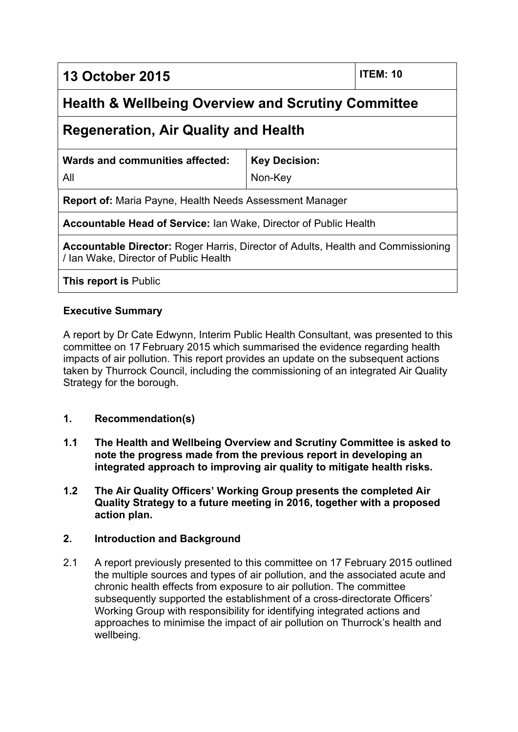| 13 October 2015 | | ITEM: 10 |
|---|---|---|
| **Health & Wellbeing Overview and Scrutiny Committee** | | |
| **Regeneration, Air Quality and Health** | | |
| **Wards and communities affected:** All | **Key Decision:** Non-Key | |
| **Report of:** Maria Payne, Health Needs Assessment Manager | | |
| **Accountable Head of Service:** Ian Wake, Director of Public Health | | |
| **Accountable Director:** Roger Harris, Director of Adults, Health and Commissioning / Ian Wake, Director of Public Health | | |
| **This report is** Public | | |

**Executive Summary**

A report by Dr Cate Edwynn, Interim Public Health Consultant, was presented to this committee on 17 February 2015 which summarised the evidence regarding health impacts of air pollution. This report provides an update on the subsequent actions taken by Thurrock Council, including the commissioning of an integrated Air Quality Strategy for the borough.

## 1. Recommendation(s)

**1.1 The Health and Wellbeing Overview and Scrutiny Committee is asked to note the progress made from the previous report in developing an integrated approach to improving air quality to mitigate health risks.**

**1.2 The Air Quality Officers' Working Group presents the completed Air Quality Strategy to a future meeting in 2016, together with a proposed action plan.**

## 2. Introduction and Background

2.1 A report previously presented to this committee on 17 February 2015 outlined the multiple sources and types of air pollution, and the associated acute and chronic health effects from exposure to air pollution. The committee subsequently supported the establishment of a cross-directorate Officers' Working Group with responsibility for identifying integrated actions and approaches to minimise the impact of air pollution on Thurrock's health and wellbeing.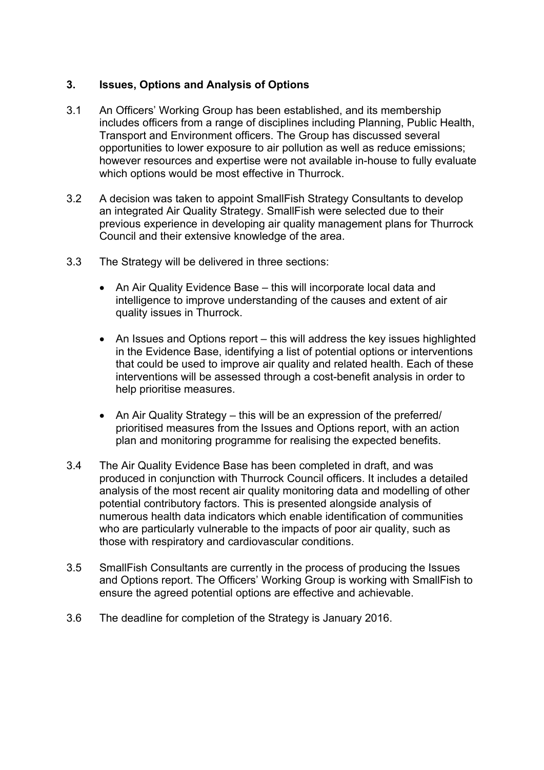## 3. Issues, Options and Analysis of Options

3.1 An Officers' Working Group has been established, and its membership includes officers from a range of disciplines including Planning, Public Health, Transport and Environment officers. The Group has discussed several opportunities to lower exposure to air pollution as well as reduce emissions; however resources and expertise were not available in-house to fully evaluate which options would be most effective in Thurrock.

3.2 A decision was taken to appoint SmallFish Strategy Consultants to develop an integrated Air Quality Strategy. SmallFish were selected due to their previous experience in developing air quality management plans for Thurrock Council and their extensive knowledge of the area.

3.3 The Strategy will be delivered in three sections:

- An Air Quality Evidence Base – this will incorporate local data and intelligence to improve understanding of the causes and extent of air quality issues in Thurrock.
- An Issues and Options report – this will address the key issues highlighted in the Evidence Base, identifying a list of potential options or interventions that could be used to improve air quality and related health. Each of these interventions will be assessed through a cost-benefit analysis in order to help prioritise measures.
- An Air Quality Strategy – this will be an expression of the preferred/ prioritised measures from the Issues and Options report, with an action plan and monitoring programme for realising the expected benefits.

3.4 The Air Quality Evidence Base has been completed in draft, and was produced in conjunction with Thurrock Council officers. It includes a detailed analysis of the most recent air quality monitoring data and modelling of other potential contributory factors. This is presented alongside analysis of numerous health data indicators which enable identification of communities who are particularly vulnerable to the impacts of poor air quality, such as those with respiratory and cardiovascular conditions.

3.5 SmallFish Consultants are currently in the process of producing the Issues and Options report. The Officers' Working Group is working with SmallFish to ensure the agreed potential options are effective and achievable.

3.6 The deadline for completion of the Strategy is January 2016.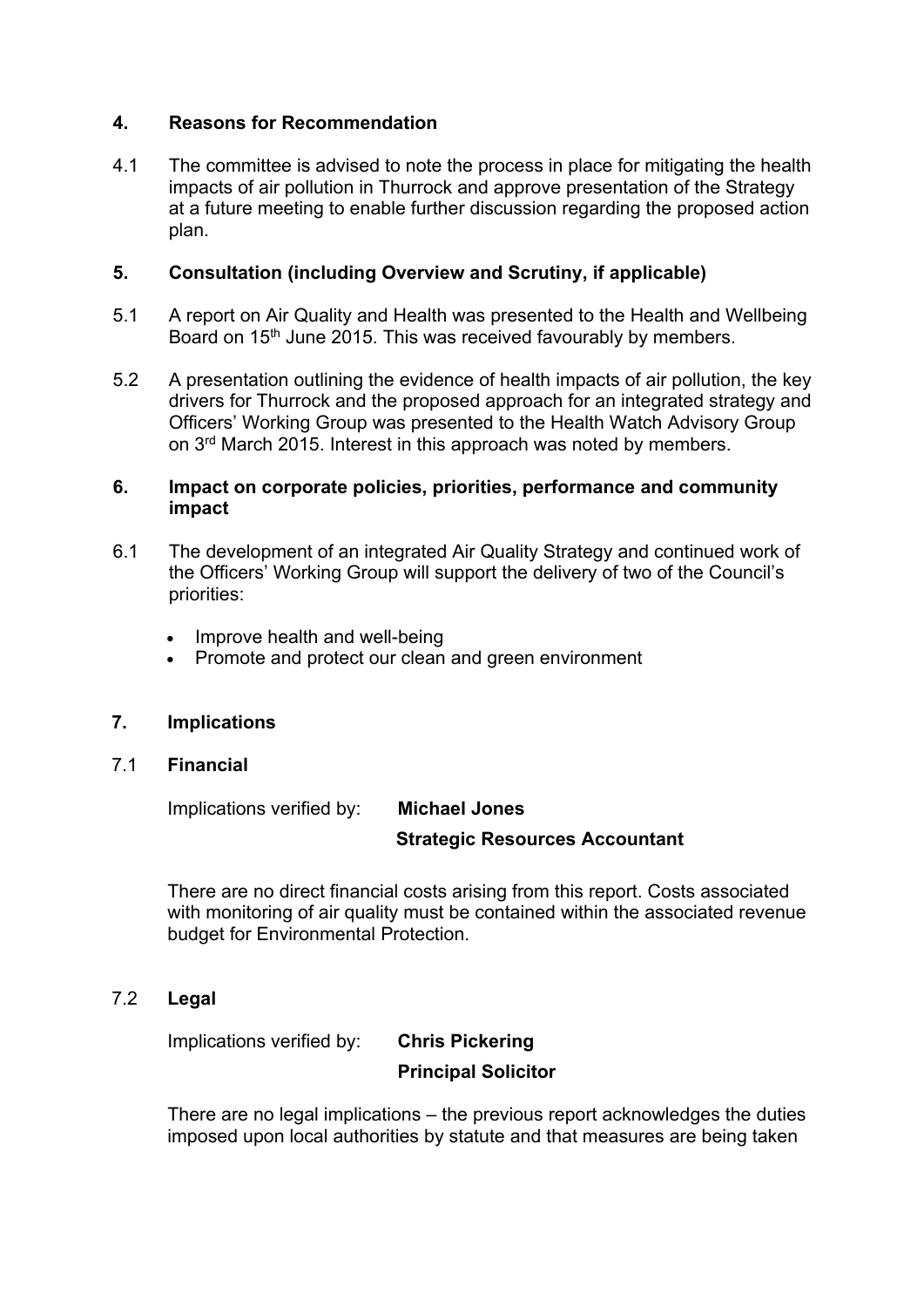## 4. Reasons for Recommendation

4.1 The committee is advised to note the process in place for mitigating the health impacts of air pollution in Thurrock and approve presentation of the Strategy at a future meeting to enable further discussion regarding the proposed action plan.

## 5. Consultation (including Overview and Scrutiny, if applicable)

5.1 A report on Air Quality and Health was presented to the Health and Wellbeing Board on 15th June 2015. This was received favourably by members.

5.2 A presentation outlining the evidence of health impacts of air pollution, the key drivers for Thurrock and the proposed approach for an integrated strategy and Officers' Working Group was presented to the Health Watch Advisory Group on 3rd March 2015. Interest in this approach was noted by members.

## 6. Impact on corporate policies, priorities, performance and community impact

6.1 The development of an integrated Air Quality Strategy and continued work of the Officers' Working Group will support the delivery of two of the Council's priorities:

- Improve health and well-being
- Promote and protect our clean and green environment

## 7. Implications

### 7.1 Financial

Implications verified by: **Michael Jones**
**Strategic Resources Accountant**

There are no direct financial costs arising from this report. Costs associated with monitoring of air quality must be contained within the associated revenue budget for Environmental Protection.

### 7.2 Legal

Implications verified by: **Chris Pickering**
**Principal Solicitor**

There are no legal implications – the previous report acknowledges the duties imposed upon local authorities by statute and that measures are being taken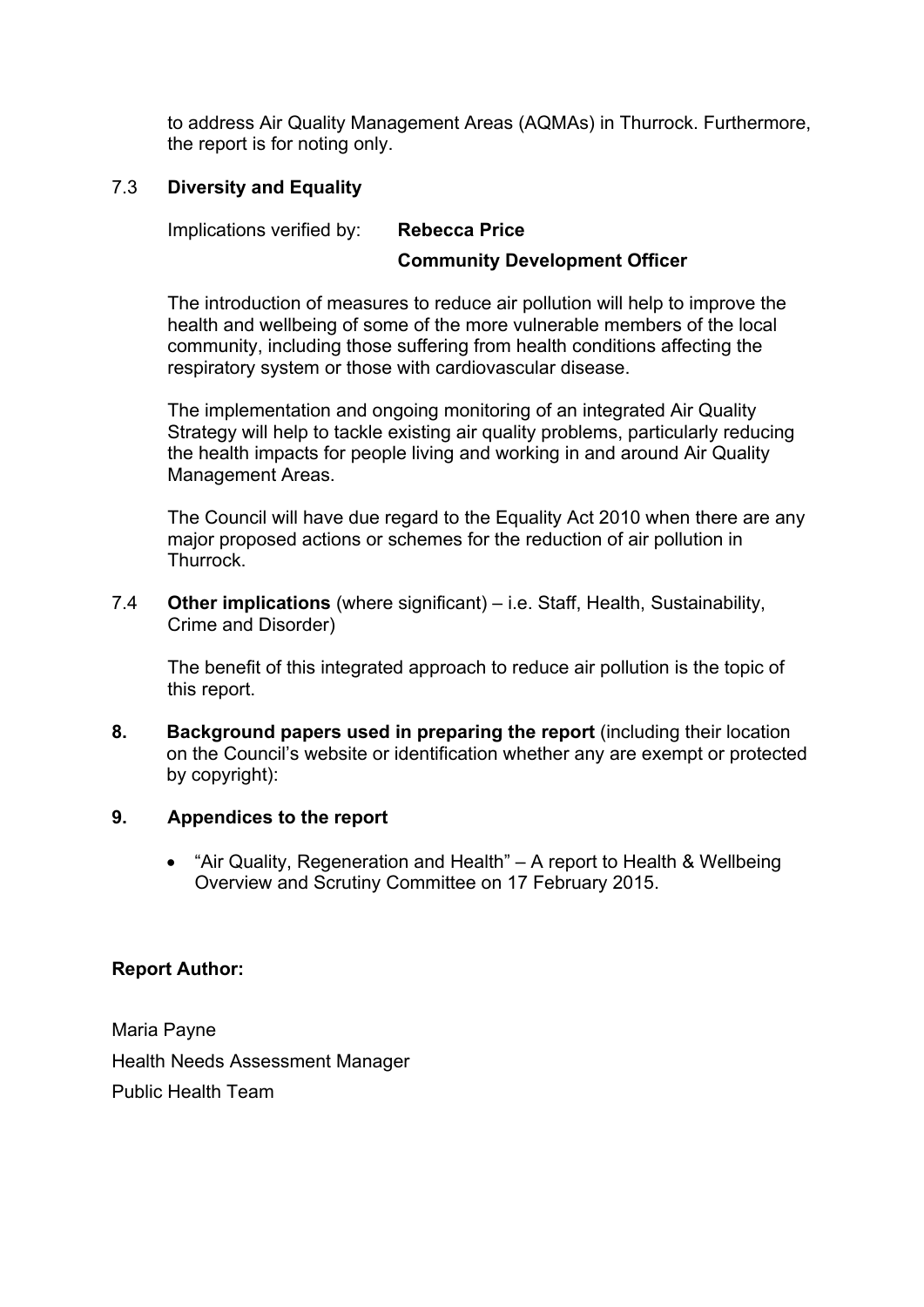to address Air Quality Management Areas (AQMAs) in Thurrock. Furthermore, the report is for noting only.

### 7.3 Diversity and Equality

Implications verified by: **Rebecca Price**

**Community Development Officer**

The introduction of measures to reduce air pollution will help to improve the health and wellbeing of some of the more vulnerable members of the local community, including those suffering from health conditions affecting the respiratory system or those with cardiovascular disease.

The implementation and ongoing monitoring of an integrated Air Quality Strategy will help to tackle existing air quality problems, particularly reducing the health impacts for people living and working in and around Air Quality Management Areas.

The Council will have due regard to the Equality Act 2010 when there are any major proposed actions or schemes for the reduction of air pollution in Thurrock.

### 7.4 **Other implications** (where significant) – i.e. Staff, Health, Sustainability, Crime and Disorder)

The benefit of this integrated approach to reduce air pollution is the topic of this report.

## 8. **Background papers used in preparing the report** (including their location on the Council's website or identification whether any are exempt or protected by copyright):

## 9. Appendices to the report

- "Air Quality, Regeneration and Health" – A report to Health & Wellbeing Overview and Scrutiny Committee on 17 February 2015.

**Report Author:**

Maria Payne

Health Needs Assessment Manager

Public Health Team